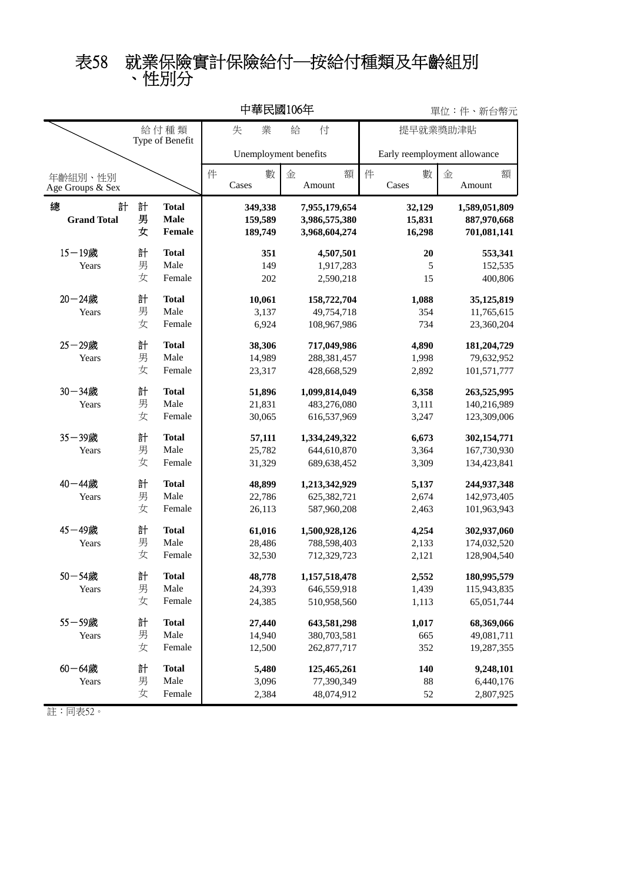# 表58　就業保險實計保險給付─按給付種類及年齡組別、性別分

中華民國106年

單位：件、新台幣元

| 年齡組別、性別 Age Groups & Sex | | 給付種類 Type of Benefit | 失業給付 Unemployment benefits | | 提早就業獎助津貼 Early reemployment allowance | |
|---|---|---|---|---|---|---|
| | | | 件數 Cases | 金額 Amount | 件數 Cases | 金額 Amount |
| **總計 Grand Total** | **計** | **Total** | **349,338** | **7,955,179,654** | **32,129** | **1,589,051,809** |
| | **男** | **Male** | **159,589** | **3,986,575,380** | **15,831** | **887,970,668** |
| | **女** | **Female** | **189,749** | **3,968,604,274** | **16,298** | **701,081,141** |
| 15－19歲 Years | 計 | **Total** | **351** | **4,507,501** | **20** | **553,341** |
| | 男 | Male | 149 | 1,917,283 | 5 | 152,535 |
| | 女 | Female | 202 | 2,590,218 | 15 | 400,806 |
| 20－24歲 Years | 計 | **Total** | **10,061** | **158,722,704** | **1,088** | **35,125,819** |
| | 男 | Male | 3,137 | 49,754,718 | 354 | 11,765,615 |
| | 女 | Female | 6,924 | 108,967,986 | 734 | 23,360,204 |
| 25－29歲 Years | 計 | **Total** | **38,306** | **717,049,986** | **4,890** | **181,204,729** |
| | 男 | Male | 14,989 | 288,381,457 | 1,998 | 79,632,952 |
| | 女 | Female | 23,317 | 428,668,529 | 2,892 | 101,571,777 |
| 30－34歲 Years | 計 | **Total** | **51,896** | **1,099,814,049** | **6,358** | **263,525,995** |
| | 男 | Male | 21,831 | 483,276,080 | 3,111 | 140,216,989 |
| | 女 | Female | 30,065 | 616,537,969 | 3,247 | 123,309,006 |
| 35－39歲 Years | 計 | **Total** | **57,111** | **1,334,249,322** | **6,673** | **302,154,771** |
| | 男 | Male | 25,782 | 644,610,870 | 3,364 | 167,730,930 |
| | 女 | Female | 31,329 | 689,638,452 | 3,309 | 134,423,841 |
| 40－44歲 Years | 計 | **Total** | **48,899** | **1,213,342,929** | **5,137** | **244,937,348** |
| | 男 | Male | 22,786 | 625,382,721 | 2,674 | 142,973,405 |
| | 女 | Female | 26,113 | 587,960,208 | 2,463 | 101,963,943 |
| 45－49歲 Years | 計 | **Total** | **61,016** | **1,500,928,126** | **4,254** | **302,937,060** |
| | 男 | Male | 28,486 | 788,598,403 | 2,133 | 174,032,520 |
| | 女 | Female | 32,530 | 712,329,723 | 2,121 | 128,904,540 |
| 50－54歲 Years | 計 | **Total** | **48,778** | **1,157,518,478** | **2,552** | **180,995,579** |
| | 男 | Male | 24,393 | 646,559,918 | 1,439 | 115,943,835 |
| | 女 | Female | 24,385 | 510,958,560 | 1,113 | 65,051,744 |
| 55－59歲 Years | 計 | **Total** | **27,440** | **643,581,298** | **1,017** | **68,369,066** |
| | 男 | Male | 14,940 | 380,703,581 | 665 | 49,081,711 |
| | 女 | Female | 12,500 | 262,877,717 | 352 | 19,287,355 |
| 60－64歲 Years | 計 | **Total** | **5,480** | **125,465,261** | **140** | **9,248,101** |
| | 男 | Male | 3,096 | 77,390,349 | 88 | 6,440,176 |
| | 女 | Female | 2,384 | 48,074,912 | 52 | 2,807,925 |

註：同表52。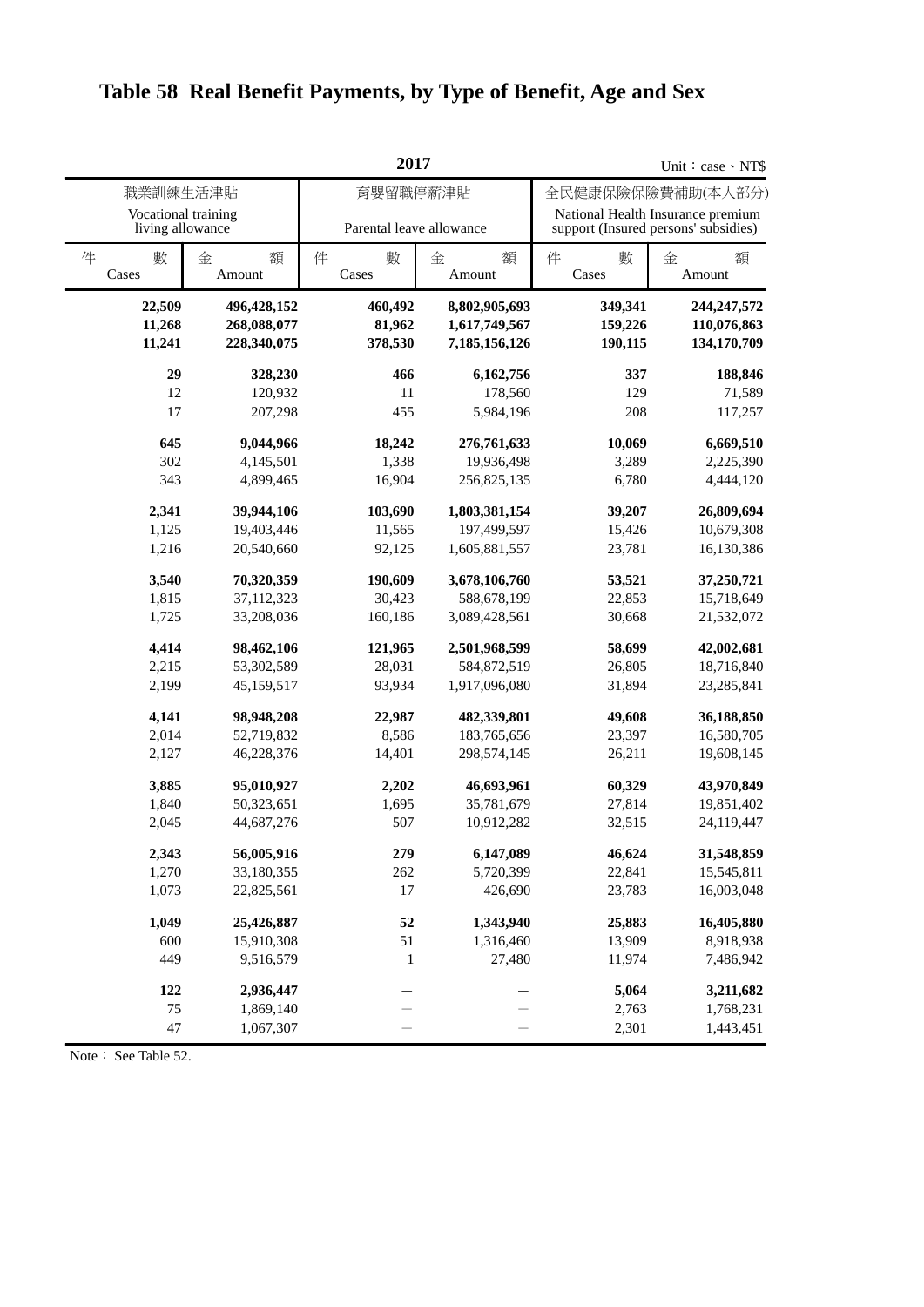# Table 58 Real Benefit Payments, by Type of Benefit, Age and Sex

2017

Unit：case、NT$

| 職業訓練生活津貼 Vocational training living allowance | | 育嬰留職停薪津貼 Parental leave allowance | | 全民健康保險保險費補助(本人部分) National Health Insurance premium support (Insured persons' subsidies) | |
|---|---|---|---|---|---|
| 件數 Cases | 金額 Amount | 件數 Cases | 金額 Amount | 件數 Cases | 金額 Amount |
| **22,509** | **496,428,152** | **460,492** | **8,802,905,693** | **349,341** | **244,247,572** |
| **11,268** | **268,088,077** | **81,962** | **1,617,749,567** | **159,226** | **110,076,863** |
| **11,241** | **228,340,075** | **378,530** | **7,185,156,126** | **190,115** | **134,170,709** |
| **29** | **328,230** | **466** | **6,162,756** | **337** | **188,846** |
| 12 | 120,932 | 11 | 178,560 | 129 | 71,589 |
| 17 | 207,298 | 455 | 5,984,196 | 208 | 117,257 |
| **645** | **9,044,966** | **18,242** | **276,761,633** | **10,069** | **6,669,510** |
| 302 | 4,145,501 | 1,338 | 19,936,498 | 3,289 | 2,225,390 |
| 343 | 4,899,465 | 16,904 | 256,825,135 | 6,780 | 4,444,120 |
| **2,341** | **39,944,106** | **103,690** | **1,803,381,154** | **39,207** | **26,809,694** |
| 1,125 | 19,403,446 | 11,565 | 197,499,597 | 15,426 | 10,679,308 |
| 1,216 | 20,540,660 | 92,125 | 1,605,881,557 | 23,781 | 16,130,386 |
| **3,540** | **70,320,359** | **190,609** | **3,678,106,760** | **53,521** | **37,250,721** |
| 1,815 | 37,112,323 | 30,423 | 588,678,199 | 22,853 | 15,718,649 |
| 1,725 | 33,208,036 | 160,186 | 3,089,428,561 | 30,668 | 21,532,072 |
| **4,414** | **98,462,106** | **121,965** | **2,501,968,599** | **58,699** | **42,002,681** |
| 2,215 | 53,302,589 | 28,031 | 584,872,519 | 26,805 | 18,716,840 |
| 2,199 | 45,159,517 | 93,934 | 1,917,096,080 | 31,894 | 23,285,841 |
| **4,141** | **98,948,208** | **22,987** | **482,339,801** | **49,608** | **36,188,850** |
| 2,014 | 52,719,832 | 8,586 | 183,765,656 | 23,397 | 16,580,705 |
| 2,127 | 46,228,376 | 14,401 | 298,574,145 | 26,211 | 19,608,145 |
| **3,885** | **95,010,927** | **2,202** | **46,693,961** | **60,329** | **43,970,849** |
| 1,840 | 50,323,651 | 1,695 | 35,781,679 | 27,814 | 19,851,402 |
| 2,045 | 44,687,276 | 507 | 10,912,282 | 32,515 | 24,119,447 |
| **2,343** | **56,005,916** | **279** | **6,147,089** | **46,624** | **31,548,859** |
| 1,270 | 33,180,355 | 262 | 5,720,399 | 22,841 | 15,545,811 |
| 1,073 | 22,825,561 | 17 | 426,690 | 23,783 | 16,003,048 |
| **1,049** | **25,426,887** | **52** | **1,343,940** | **25,883** | **16,405,880** |
| 600 | 15,910,308 | 51 | 1,316,460 | 13,909 | 8,918,938 |
| 449 | 9,516,579 | 1 | 27,480 | 11,974 | 7,486,942 |
| **122** | **2,936,447** | **－** | **－** | **5,064** | **3,211,682** |
| 75 | 1,869,140 | － | － | 2,763 | 1,768,231 |
| 47 | 1,067,307 | － | － | 2,301 | 1,443,451 |

Note： See Table 52.